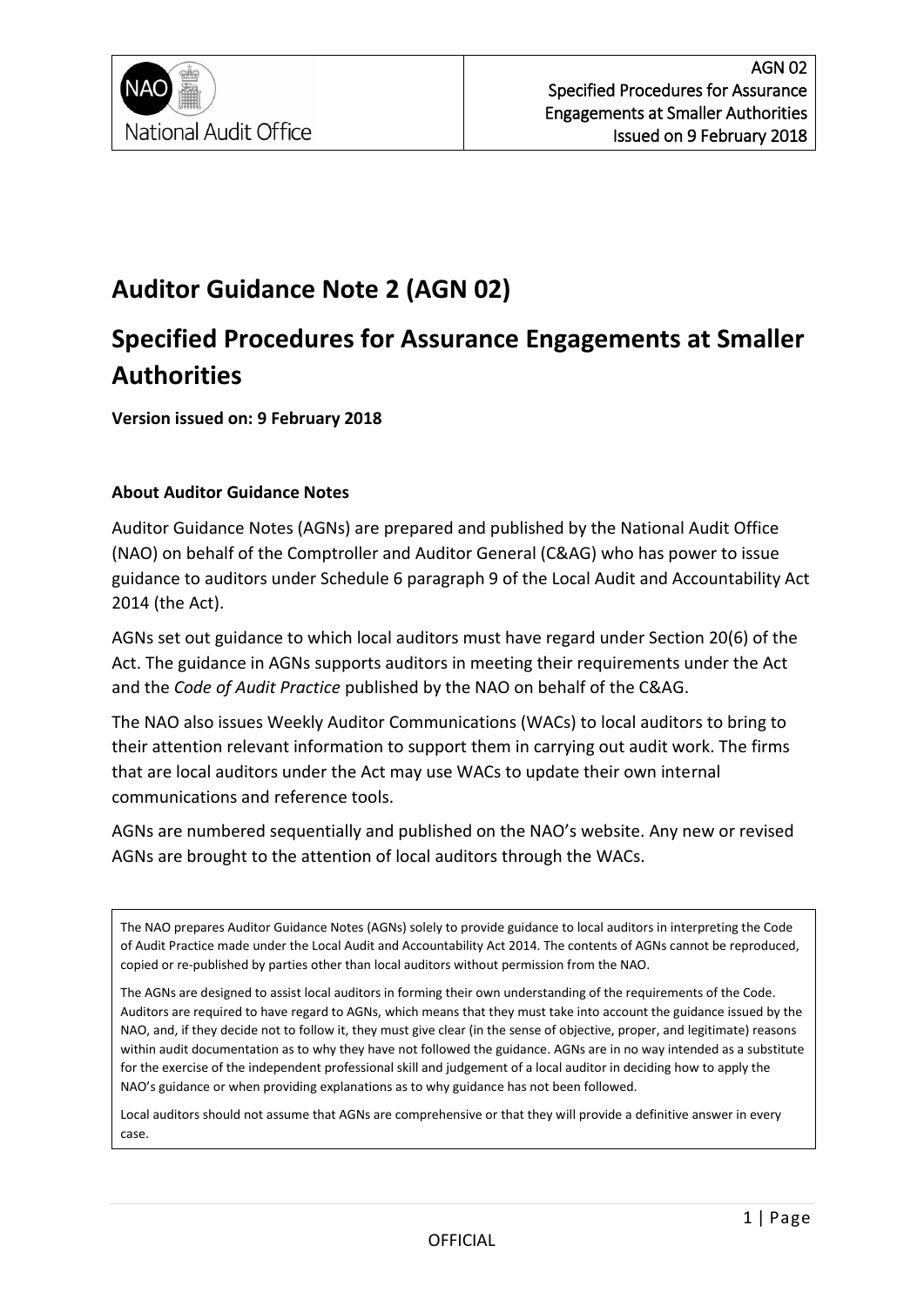# Auditor Guidance Note 2 (AGN 02)

# Specified Procedures for Assurance Engagements at Smaller Authorities

**Version issued on: 9 February 2018**

### About Auditor Guidance Notes

Auditor Guidance Notes (AGNs) are prepared and published by the National Audit Office (NAO) on behalf of the Comptroller and Auditor General (C&AG) who has power to issue guidance to auditors under Schedule 6 paragraph 9 of the Local Audit and Accountability Act 2014 (the Act).

AGNs set out guidance to which local auditors must have regard under Section 20(6) of the Act. The guidance in AGNs supports auditors in meeting their requirements under the Act and the *Code of Audit Practice* published by the NAO on behalf of the C&AG.

The NAO also issues Weekly Auditor Communications (WACs) to local auditors to bring to their attention relevant information to support them in carrying out audit work. The firms that are local auditors under the Act may use WACs to update their own internal communications and reference tools.

AGNs are numbered sequentially and published on the NAO's website. Any new or revised AGNs are brought to the attention of local auditors through the WACs.

The NAO prepares Auditor Guidance Notes (AGNs) solely to provide guidance to local auditors in interpreting the Code of Audit Practice made under the Local Audit and Accountability Act 2014. The contents of AGNs cannot be reproduced, copied or re-published by parties other than local auditors without permission from the NAO.

The AGNs are designed to assist local auditors in forming their own understanding of the requirements of the Code. Auditors are required to have regard to AGNs, which means that they must take into account the guidance issued by the NAO, and, if they decide not to follow it, they must give clear (in the sense of objective, proper, and legitimate) reasons within audit documentation as to why they have not followed the guidance. AGNs are in no way intended as a substitute for the exercise of the independent professional skill and judgement of a local auditor in deciding how to apply the NAO's guidance or when providing explanations as to why guidance has not been followed.

Local auditors should not assume that AGNs are comprehensive or that they will provide a definitive answer in every case.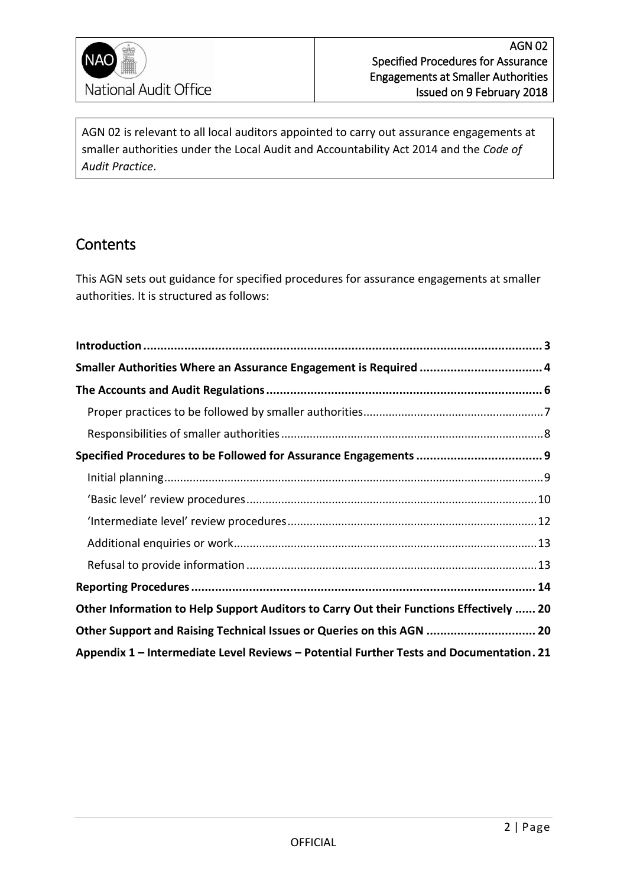AGN 02 is relevant to all local auditors appointed to carry out assurance engagements at smaller authorities under the Local Audit and Accountability Act 2014 and the *Code of Audit Practice*.

## Contents

This AGN sets out guidance for specified procedures for assurance engagements at smaller authorities. It is structured as follows:

**Introduction** ..... 3

**Smaller Authorities Where an Assurance Engagement is Required** ..... 4

**The Accounts and Audit Regulations** ..... 6

- Proper practices to be followed by smaller authorities ..... 7
- Responsibilities of smaller authorities ..... 8

**Specified Procedures to be Followed for Assurance Engagements** ..... 9

- Initial planning ..... 9
- 'Basic level' review procedures ..... 10
- 'Intermediate level' review procedures ..... 12
- Additional enquiries or work ..... 13
- Refusal to provide information ..... 13

**Reporting Procedures** ..... 14

**Other Information to Help Support Auditors to Carry Out their Functions Effectively** ..... 20

**Other Support and Raising Technical Issues or Queries on this AGN** ..... 20

**Appendix 1 – Intermediate Level Reviews – Potential Further Tests and Documentation** ..... 21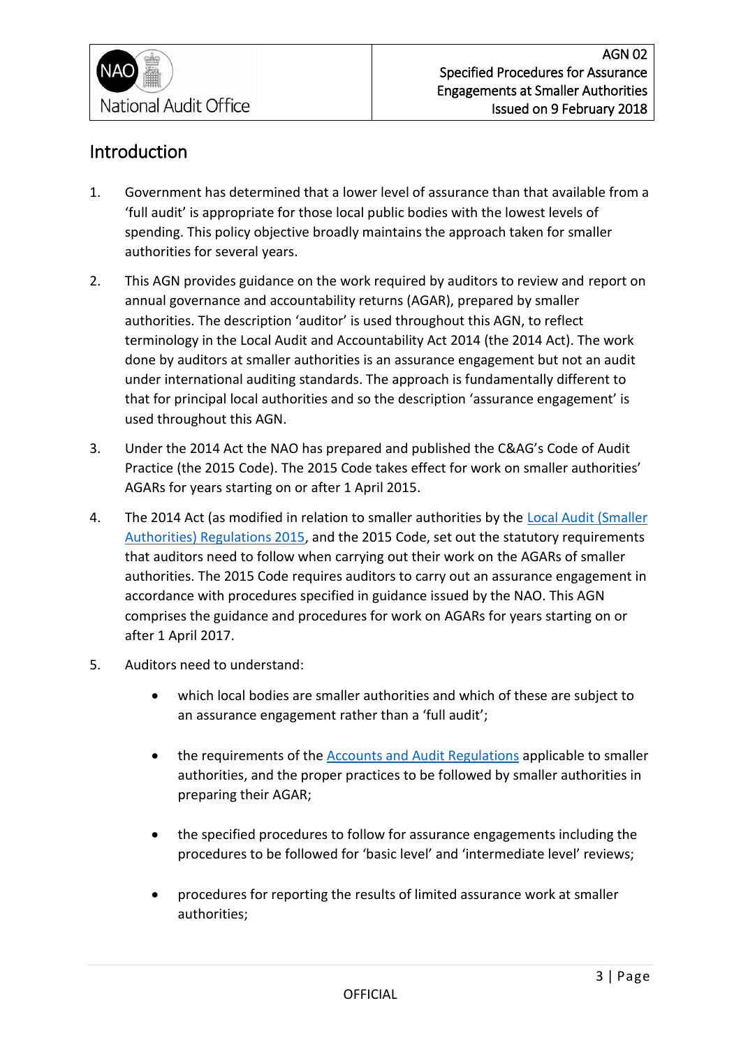## Introduction

1. Government has determined that a lower level of assurance than that available from a 'full audit' is appropriate for those local public bodies with the lowest levels of spending. This policy objective broadly maintains the approach taken for smaller authorities for several years.

2. This AGN provides guidance on the work required by auditors to review and report on annual governance and accountability returns (AGAR), prepared by smaller authorities. The description 'auditor' is used throughout this AGN, to reflect terminology in the Local Audit and Accountability Act 2014 (the 2014 Act). The work done by auditors at smaller authorities is an assurance engagement but not an audit under international auditing standards. The approach is fundamentally different to that for principal local authorities and so the description 'assurance engagement' is used throughout this AGN.

3. Under the 2014 Act the NAO has prepared and published the C&AG's Code of Audit Practice (the 2015 Code). The 2015 Code takes effect for work on smaller authorities' AGARs for years starting on or after 1 April 2015.

4. The 2014 Act (as modified in relation to smaller authorities by the Local Audit (Smaller Authorities) Regulations 2015, and the 2015 Code, set out the statutory requirements that auditors need to follow when carrying out their work on the AGARs of smaller authorities. The 2015 Code requires auditors to carry out an assurance engagement in accordance with procedures specified in guidance issued by the NAO. This AGN comprises the guidance and procedures for work on AGARs for years starting on or after 1 April 2017.

5. Auditors need to understand:

   - which local bodies are smaller authorities and which of these are subject to an assurance engagement rather than a 'full audit';

   - the requirements of the Accounts and Audit Regulations applicable to smaller authorities, and the proper practices to be followed by smaller authorities in preparing their AGAR;

   - the specified procedures to follow for assurance engagements including the procedures to be followed for 'basic level' and 'intermediate level' reviews;

   - procedures for reporting the results of limited assurance work at smaller authorities;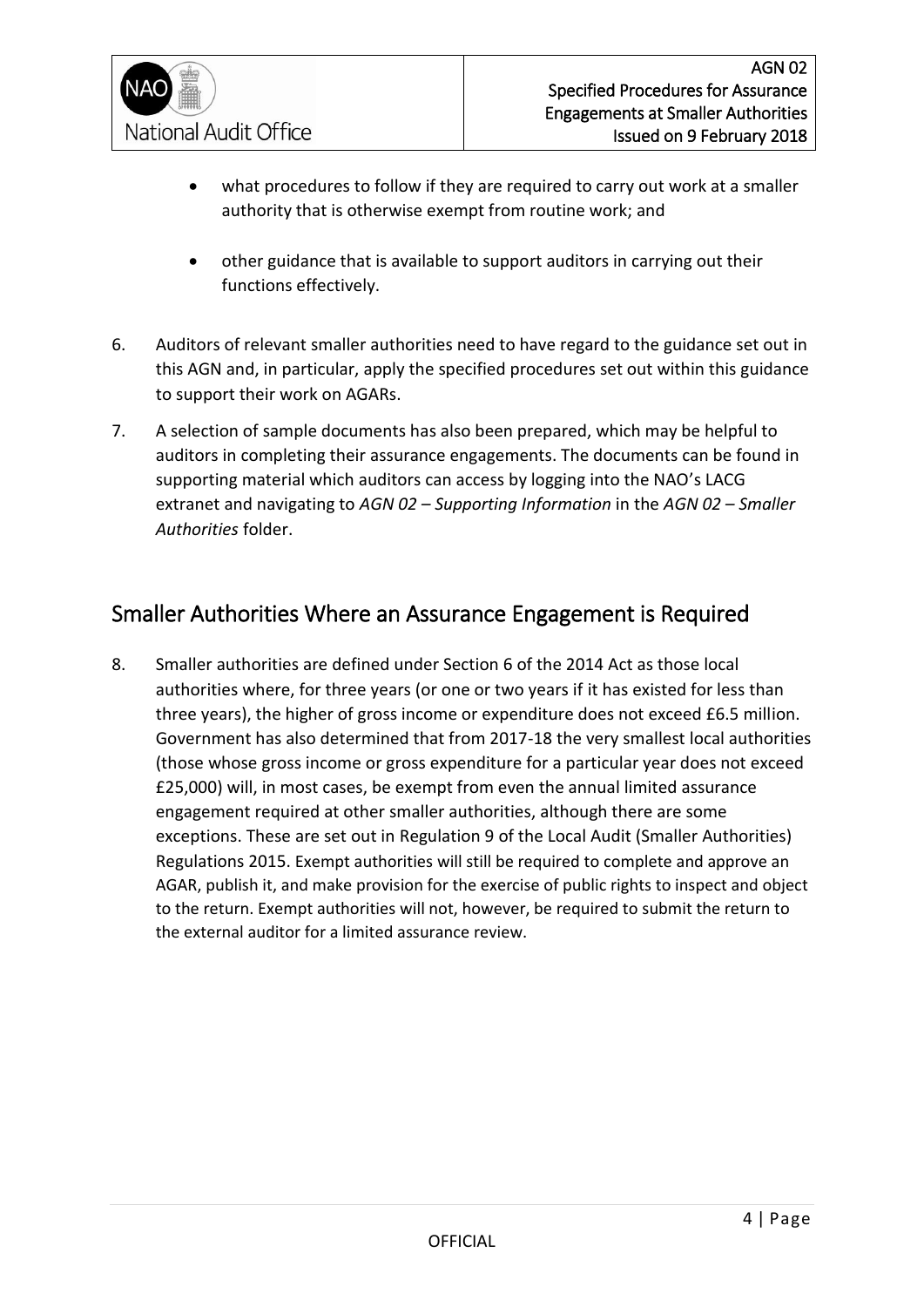- what procedures to follow if they are required to carry out work at a smaller authority that is otherwise exempt from routine work; and

- other guidance that is available to support auditors in carrying out their functions effectively.

6. Auditors of relevant smaller authorities need to have regard to the guidance set out in this AGN and, in particular, apply the specified procedures set out within this guidance to support their work on AGARs.

7. A selection of sample documents has also been prepared, which may be helpful to auditors in completing their assurance engagements. The documents can be found in supporting material which auditors can access by logging into the NAO's LACG extranet and navigating to *AGN 02 – Supporting Information* in the *AGN 02 – Smaller Authorities* folder.

## Smaller Authorities Where an Assurance Engagement is Required

8. Smaller authorities are defined under Section 6 of the 2014 Act as those local authorities where, for three years (or one or two years if it has existed for less than three years), the higher of gross income or expenditure does not exceed £6.5 million. Government has also determined that from 2017-18 the very smallest local authorities (those whose gross income or gross expenditure for a particular year does not exceed £25,000) will, in most cases, be exempt from even the annual limited assurance engagement required at other smaller authorities, although there are some exceptions. These are set out in Regulation 9 of the Local Audit (Smaller Authorities) Regulations 2015. Exempt authorities will still be required to complete and approve an AGAR, publish it, and make provision for the exercise of public rights to inspect and object to the return. Exempt authorities will not, however, be required to submit the return to the external auditor for a limited assurance review.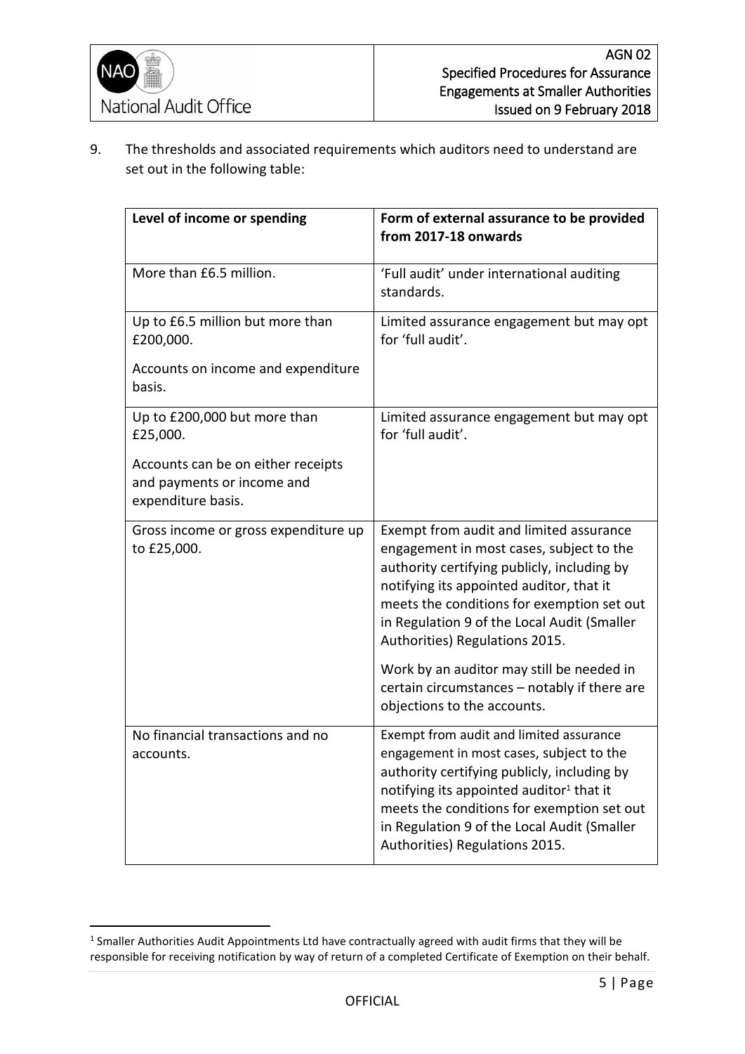9. The thresholds and associated requirements which auditors need to understand are set out in the following table:

| Level of income or spending | Form of external assurance to be provided from 2017-18 onwards |
| --- | --- |
| More than £6.5 million. | 'Full audit' under international auditing standards. |
| Up to £6.5 million but more than £200,000.<br><br>Accounts on income and expenditure basis. | Limited assurance engagement but may opt for 'full audit'. |
| Up to £200,000 but more than £25,000.<br><br>Accounts can be on either receipts and payments or income and expenditure basis. | Limited assurance engagement but may opt for 'full audit'. |
| Gross income or gross expenditure up to £25,000. | Exempt from audit and limited assurance engagement in most cases, subject to the authority certifying publicly, including by notifying its appointed auditor, that it meets the conditions for exemption set out in Regulation 9 of the Local Audit (Smaller Authorities) Regulations 2015.<br><br>Work by an auditor may still be needed in certain circumstances – notably if there are objections to the accounts. |
| No financial transactions and no accounts. | Exempt from audit and limited assurance engagement in most cases, subject to the authority certifying publicly, including by notifying its appointed auditor[1] that it meets the conditions for exemption set out in Regulation 9 of the Local Audit (Smaller Authorities) Regulations 2015. |

[1] Smaller Authorities Audit Appointments Ltd have contractually agreed with audit firms that they will be responsible for receiving notification by way of return of a completed Certificate of Exemption on their behalf.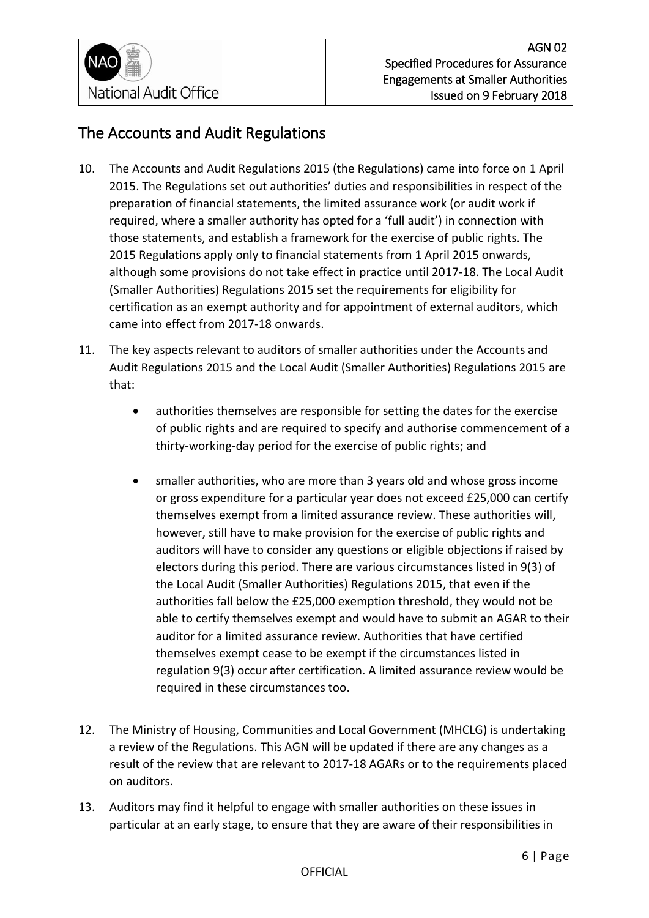## The Accounts and Audit Regulations

10. The Accounts and Audit Regulations 2015 (the Regulations) came into force on 1 April 2015. The Regulations set out authorities' duties and responsibilities in respect of the preparation of financial statements, the limited assurance work (or audit work if required, where a smaller authority has opted for a 'full audit') in connection with those statements, and establish a framework for the exercise of public rights. The 2015 Regulations apply only to financial statements from 1 April 2015 onwards, although some provisions do not take effect in practice until 2017-18. The Local Audit (Smaller Authorities) Regulations 2015 set the requirements for eligibility for certification as an exempt authority and for appointment of external auditors, which came into effect from 2017-18 onwards.

11. The key aspects relevant to auditors of smaller authorities under the Accounts and Audit Regulations 2015 and the Local Audit (Smaller Authorities) Regulations 2015 are that:

    - authorities themselves are responsible for setting the dates for the exercise of public rights and are required to specify and authorise commencement of a thirty-working-day period for the exercise of public rights; and

    - smaller authorities, who are more than 3 years old and whose gross income or gross expenditure for a particular year does not exceed £25,000 can certify themselves exempt from a limited assurance review. These authorities will, however, still have to make provision for the exercise of public rights and auditors will have to consider any questions or eligible objections if raised by electors during this period. There are various circumstances listed in 9(3) of the Local Audit (Smaller Authorities) Regulations 2015, that even if the authorities fall below the £25,000 exemption threshold, they would not be able to certify themselves exempt and would have to submit an AGAR to their auditor for a limited assurance review. Authorities that have certified themselves exempt cease to be exempt if the circumstances listed in regulation 9(3) occur after certification. A limited assurance review would be required in these circumstances too.

12. The Ministry of Housing, Communities and Local Government (MHCLG) is undertaking a review of the Regulations. This AGN will be updated if there are any changes as a result of the review that are relevant to 2017-18 AGARs or to the requirements placed on auditors.

13. Auditors may find it helpful to engage with smaller authorities on these issues in particular at an early stage, to ensure that they are aware of their responsibilities in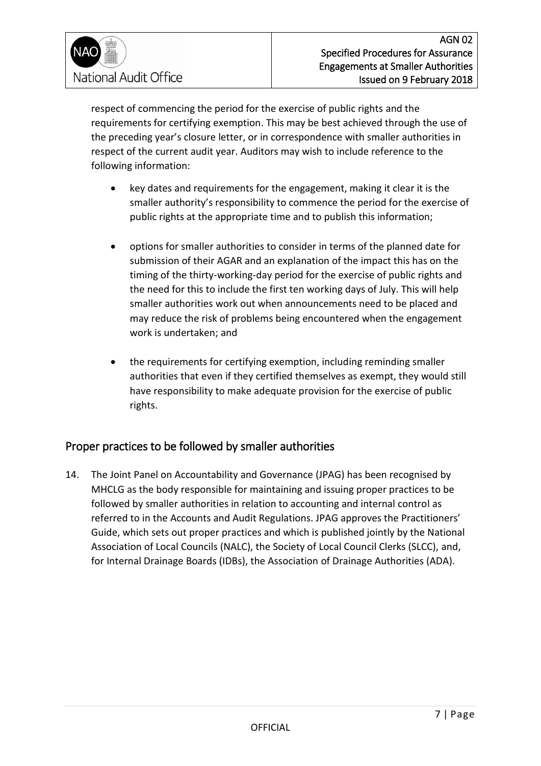respect of commencing the period for the exercise of public rights and the requirements for certifying exemption. This may be best achieved through the use of the preceding year's closure letter, or in correspondence with smaller authorities in respect of the current audit year. Auditors may wish to include reference to the following information:

- key dates and requirements for the engagement, making it clear it is the smaller authority's responsibility to commence the period for the exercise of public rights at the appropriate time and to publish this information;
- options for smaller authorities to consider in terms of the planned date for submission of their AGAR and an explanation of the impact this has on the timing of the thirty-working-day period for the exercise of public rights and the need for this to include the first ten working days of July. This will help smaller authorities work out when announcements need to be placed and may reduce the risk of problems being encountered when the engagement work is undertaken; and
- the requirements for certifying exemption, including reminding smaller authorities that even if they certified themselves as exempt, they would still have responsibility to make adequate provision for the exercise of public rights.

## Proper practices to be followed by smaller authorities

14. The Joint Panel on Accountability and Governance (JPAG) has been recognised by MHCLG as the body responsible for maintaining and issuing proper practices to be followed by smaller authorities in relation to accounting and internal control as referred to in the Accounts and Audit Regulations. JPAG approves the Practitioners' Guide, which sets out proper practices and which is published jointly by the National Association of Local Councils (NALC), the Society of Local Council Clerks (SLCC), and, for Internal Drainage Boards (IDBs), the Association of Drainage Authorities (ADA).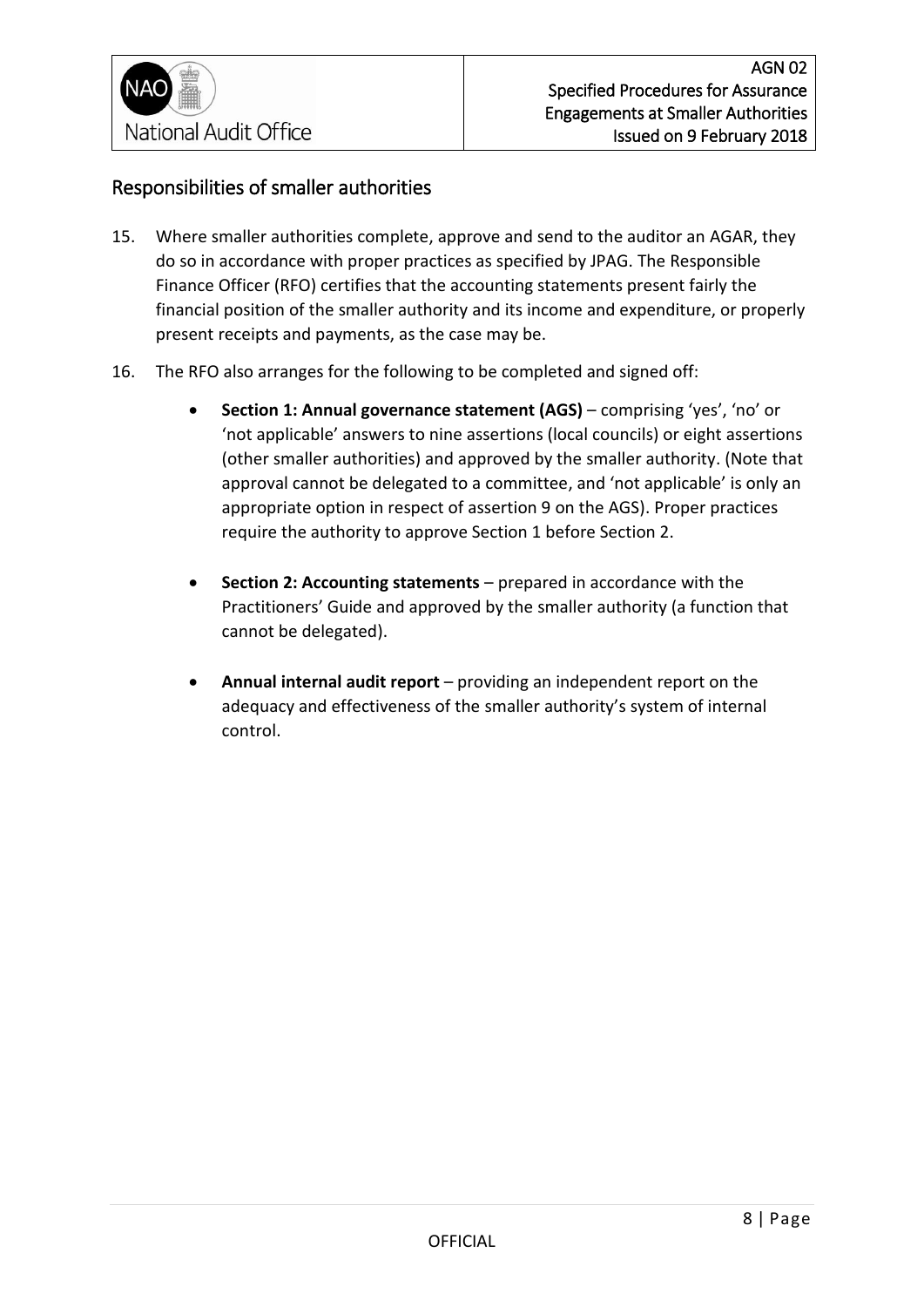## Responsibilities of smaller authorities

15. Where smaller authorities complete, approve and send to the auditor an AGAR, they do so in accordance with proper practices as specified by JPAG. The Responsible Finance Officer (RFO) certifies that the accounting statements present fairly the financial position of the smaller authority and its income and expenditure, or properly present receipts and payments, as the case may be.

16. The RFO also arranges for the following to be completed and signed off:

    - **Section 1: Annual governance statement (AGS)** – comprising 'yes', 'no' or 'not applicable' answers to nine assertions (local councils) or eight assertions (other smaller authorities) and approved by the smaller authority. (Note that approval cannot be delegated to a committee, and 'not applicable' is only an appropriate option in respect of assertion 9 on the AGS). Proper practices require the authority to approve Section 1 before Section 2.

    - **Section 2: Accounting statements** – prepared in accordance with the Practitioners' Guide and approved by the smaller authority (a function that cannot be delegated).

    - **Annual internal audit report** – providing an independent report on the adequacy and effectiveness of the smaller authority's system of internal control.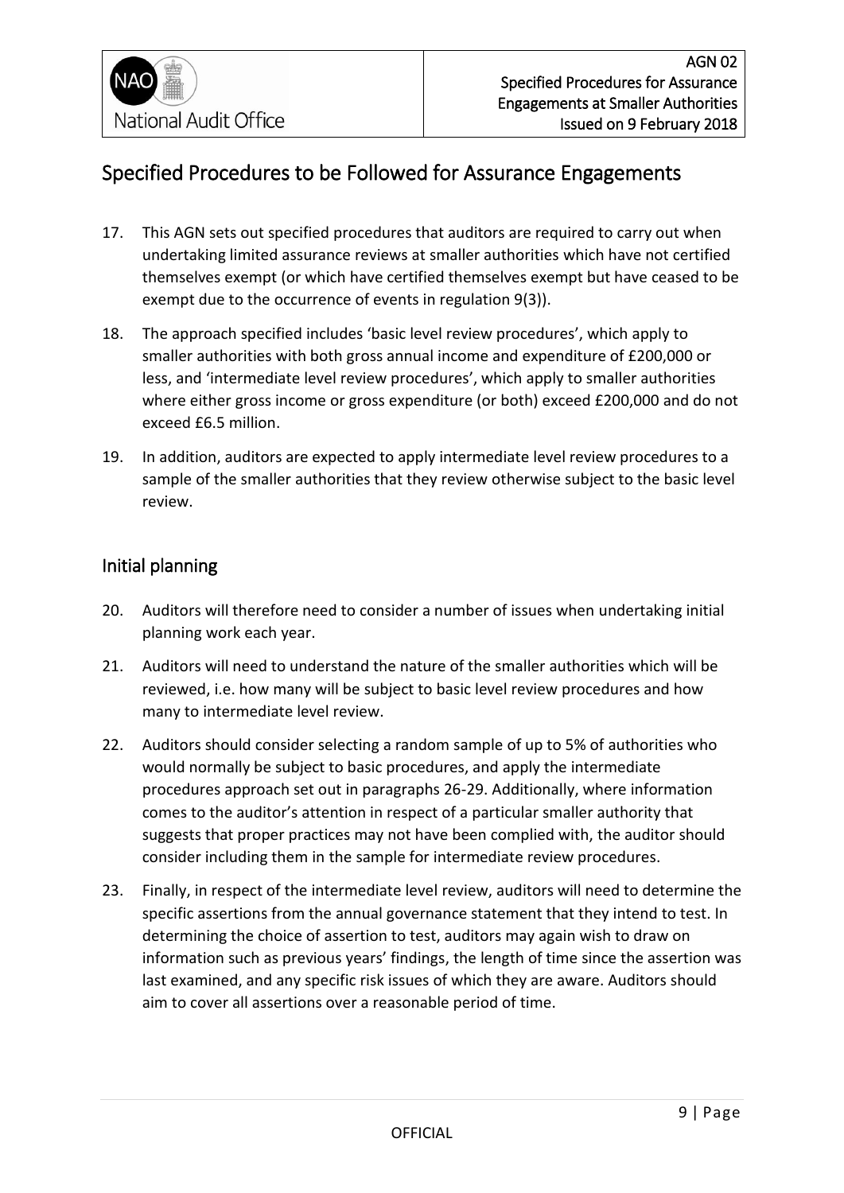## Specified Procedures to be Followed for Assurance Engagements

17. This AGN sets out specified procedures that auditors are required to carry out when undertaking limited assurance reviews at smaller authorities which have not certified themselves exempt (or which have certified themselves exempt but have ceased to be exempt due to the occurrence of events in regulation 9(3)).

18. The approach specified includes 'basic level review procedures', which apply to smaller authorities with both gross annual income and expenditure of £200,000 or less, and 'intermediate level review procedures', which apply to smaller authorities where either gross income or gross expenditure (or both) exceed £200,000 and do not exceed £6.5 million.

19. In addition, auditors are expected to apply intermediate level review procedures to a sample of the smaller authorities that they review otherwise subject to the basic level review.

### Initial planning

20. Auditors will therefore need to consider a number of issues when undertaking initial planning work each year.

21. Auditors will need to understand the nature of the smaller authorities which will be reviewed, i.e. how many will be subject to basic level review procedures and how many to intermediate level review.

22. Auditors should consider selecting a random sample of up to 5% of authorities who would normally be subject to basic procedures, and apply the intermediate procedures approach set out in paragraphs 26-29. Additionally, where information comes to the auditor's attention in respect of a particular smaller authority that suggests that proper practices may not have been complied with, the auditor should consider including them in the sample for intermediate review procedures.

23. Finally, in respect of the intermediate level review, auditors will need to determine the specific assertions from the annual governance statement that they intend to test. In determining the choice of assertion to test, auditors may again wish to draw on information such as previous years' findings, the length of time since the assertion was last examined, and any specific risk issues of which they are aware. Auditors should aim to cover all assertions over a reasonable period of time.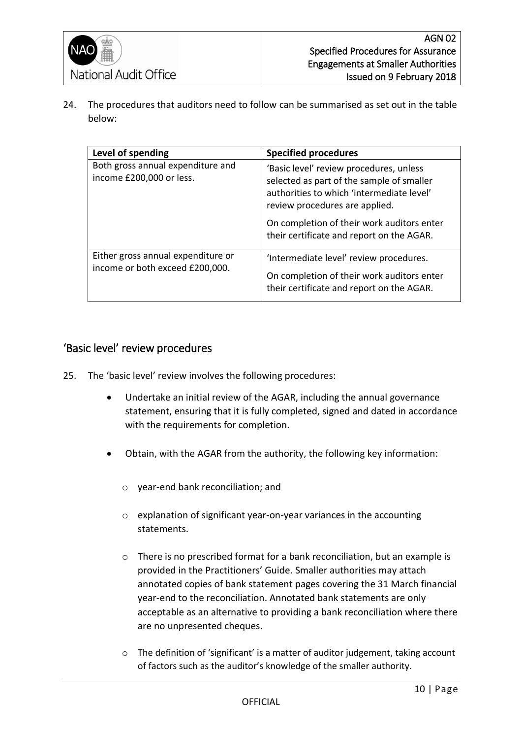24. The procedures that auditors need to follow can be summarised as set out in the table below:

| Level of spending | Specified procedures |
|---|---|
| Both gross annual expenditure and income £200,000 or less. | 'Basic level' review procedures, unless selected as part of the sample of smaller authorities to which 'intermediate level' review procedures are applied.<br><br>On completion of their work auditors enter their certificate and report on the AGAR. |
| Either gross annual expenditure or income or both exceed £200,000. | 'Intermediate level' review procedures.<br><br>On completion of their work auditors enter their certificate and report on the AGAR. |

## 'Basic level' review procedures

25. The 'basic level' review involves the following procedures:

- Undertake an initial review of the AGAR, including the annual governance statement, ensuring that it is fully completed, signed and dated in accordance with the requirements for completion.
- Obtain, with the AGAR from the authority, the following key information:
  - year-end bank reconciliation; and
  - explanation of significant year-on-year variances in the accounting statements.
  - There is no prescribed format for a bank reconciliation, but an example is provided in the Practitioners' Guide. Smaller authorities may attach annotated copies of bank statement pages covering the 31 March financial year-end to the reconciliation. Annotated bank statements are only acceptable as an alternative to providing a bank reconciliation where there are no unpresented cheques.
  - The definition of 'significant' is a matter of auditor judgement, taking account of factors such as the auditor's knowledge of the smaller authority.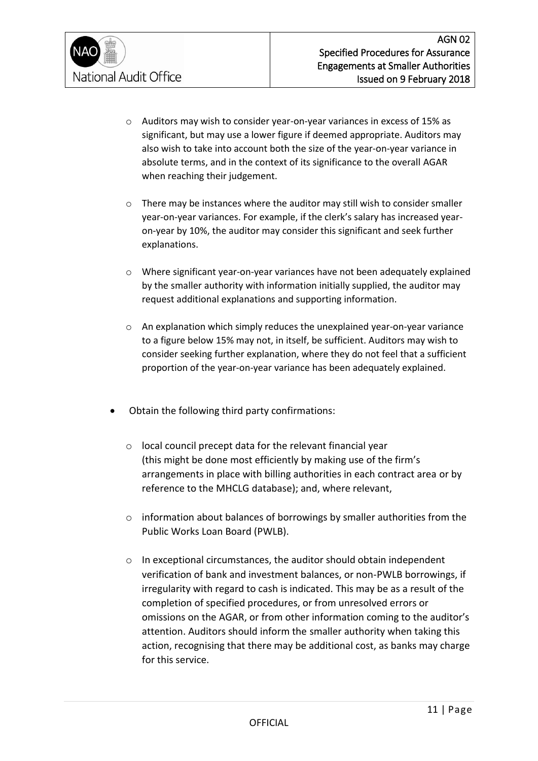- Auditors may wish to consider year-on-year variances in excess of 15% as significant, but may use a lower figure if deemed appropriate. Auditors may also wish to take into account both the size of the year-on-year variance in absolute terms, and in the context of its significance to the overall AGAR when reaching their judgement.

  - There may be instances where the auditor may still wish to consider smaller year-on-year variances. For example, if the clerk's salary has increased year-on-year by 10%, the auditor may consider this significant and seek further explanations.

  - Where significant year-on-year variances have not been adequately explained by the smaller authority with information initially supplied, the auditor may request additional explanations and supporting information.

  - An explanation which simply reduces the unexplained year-on-year variance to a figure below 15% may not, in itself, be sufficient. Auditors may wish to consider seeking further explanation, where they do not feel that a sufficient proportion of the year-on-year variance has been adequately explained.

- Obtain the following third party confirmations:

  - local council precept data for the relevant financial year (this might be done most efficiently by making use of the firm's arrangements in place with billing authorities in each contract area or by reference to the MHCLG database); and, where relevant,

  - information about balances of borrowings by smaller authorities from the Public Works Loan Board (PWLB).

  - In exceptional circumstances, the auditor should obtain independent verification of bank and investment balances, or non-PWLB borrowings, if irregularity with regard to cash is indicated. This may be as a result of the completion of specified procedures, or from unresolved errors or omissions on the AGAR, or from other information coming to the auditor's attention. Auditors should inform the smaller authority when taking this action, recognising that there may be additional cost, as banks may charge for this service.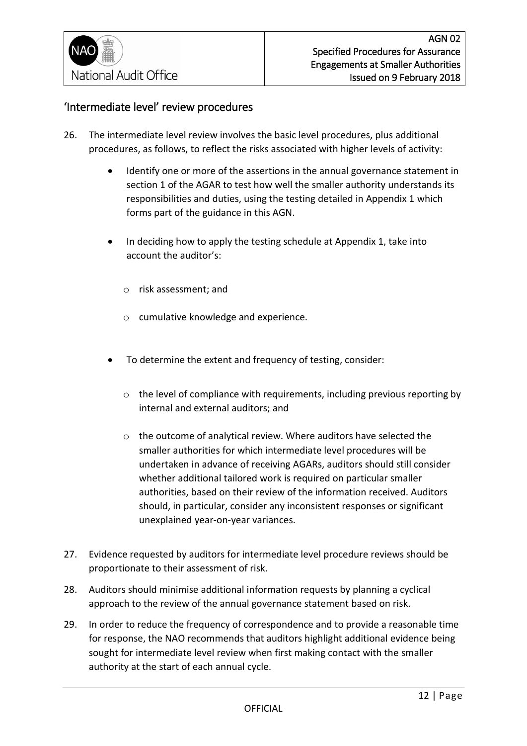## 'Intermediate level' review procedures

26. The intermediate level review involves the basic level procedures, plus additional procedures, as follows, to reflect the risks associated with higher levels of activity:

    - Identify one or more of the assertions in the annual governance statement in section 1 of the AGAR to test how well the smaller authority understands its responsibilities and duties, using the testing detailed in Appendix 1 which forms part of the guidance in this AGN.

    - In deciding how to apply the testing schedule at Appendix 1, take into account the auditor's:

        - risk assessment; and

        - cumulative knowledge and experience.

    - To determine the extent and frequency of testing, consider:

        - the level of compliance with requirements, including previous reporting by internal and external auditors; and

        - the outcome of analytical review. Where auditors have selected the smaller authorities for which intermediate level procedures will be undertaken in advance of receiving AGARs, auditors should still consider whether additional tailored work is required on particular smaller authorities, based on their review of the information received. Auditors should, in particular, consider any inconsistent responses or significant unexplained year-on-year variances.

27. Evidence requested by auditors for intermediate level procedure reviews should be proportionate to their assessment of risk.

28. Auditors should minimise additional information requests by planning a cyclical approach to the review of the annual governance statement based on risk.

29. In order to reduce the frequency of correspondence and to provide a reasonable time for response, the NAO recommends that auditors highlight additional evidence being sought for intermediate level review when first making contact with the smaller authority at the start of each annual cycle.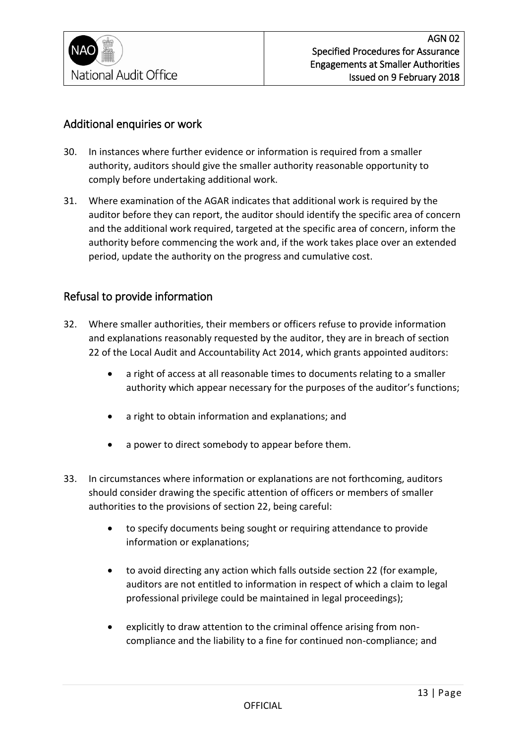## Additional enquiries or work

30. In instances where further evidence or information is required from a smaller authority, auditors should give the smaller authority reasonable opportunity to comply before undertaking additional work.

31. Where examination of the AGAR indicates that additional work is required by the auditor before they can report, the auditor should identify the specific area of concern and the additional work required, targeted at the specific area of concern, inform the authority before commencing the work and, if the work takes place over an extended period, update the authority on the progress and cumulative cost.

## Refusal to provide information

32. Where smaller authorities, their members or officers refuse to provide information and explanations reasonably requested by the auditor, they are in breach of section 22 of the Local Audit and Accountability Act 2014, which grants appointed auditors:

    - a right of access at all reasonable times to documents relating to a smaller authority which appear necessary for the purposes of the auditor's functions;
    - a right to obtain information and explanations; and
    - a power to direct somebody to appear before them.

33. In circumstances where information or explanations are not forthcoming, auditors should consider drawing the specific attention of officers or members of smaller authorities to the provisions of section 22, being careful:

    - to specify documents being sought or requiring attendance to provide information or explanations;
    - to avoid directing any action which falls outside section 22 (for example, auditors are not entitled to information in respect of which a claim to legal professional privilege could be maintained in legal proceedings);
    - explicitly to draw attention to the criminal offence arising from non-compliance and the liability to a fine for continued non-compliance; and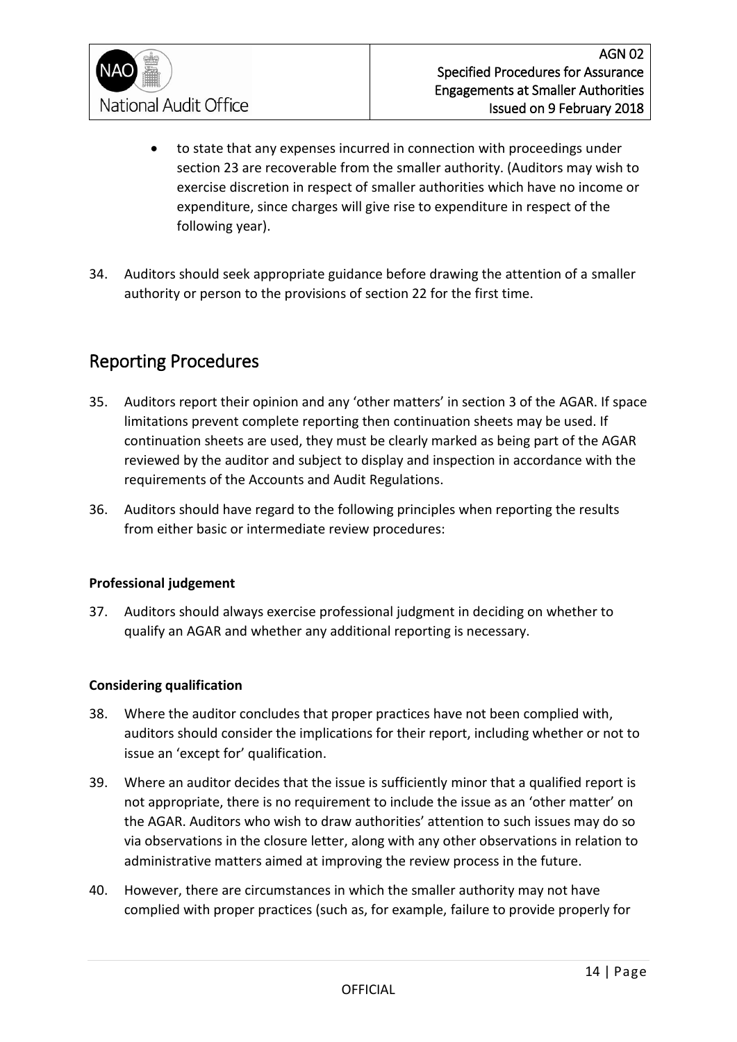- to state that any expenses incurred in connection with proceedings under section 23 are recoverable from the smaller authority. (Auditors may wish to exercise discretion in respect of smaller authorities which have no income or expenditure, since charges will give rise to expenditure in respect of the following year).

34. Auditors should seek appropriate guidance before drawing the attention of a smaller authority or person to the provisions of section 22 for the first time.

## Reporting Procedures

35. Auditors report their opinion and any 'other matters' in section 3 of the AGAR. If space limitations prevent complete reporting then continuation sheets may be used. If continuation sheets are used, they must be clearly marked as being part of the AGAR reviewed by the auditor and subject to display and inspection in accordance with the requirements of the Accounts and Audit Regulations.

36. Auditors should have regard to the following principles when reporting the results from either basic or intermediate review procedures:

**Professional judgement**

37. Auditors should always exercise professional judgment in deciding on whether to qualify an AGAR and whether any additional reporting is necessary.

**Considering qualification**

38. Where the auditor concludes that proper practices have not been complied with, auditors should consider the implications for their report, including whether or not to issue an 'except for' qualification.

39. Where an auditor decides that the issue is sufficiently minor that a qualified report is not appropriate, there is no requirement to include the issue as an 'other matter' on the AGAR. Auditors who wish to draw authorities' attention to such issues may do so via observations in the closure letter, along with any other observations in relation to administrative matters aimed at improving the review process in the future.

40. However, there are circumstances in which the smaller authority may not have complied with proper practices (such as, for example, failure to provide properly for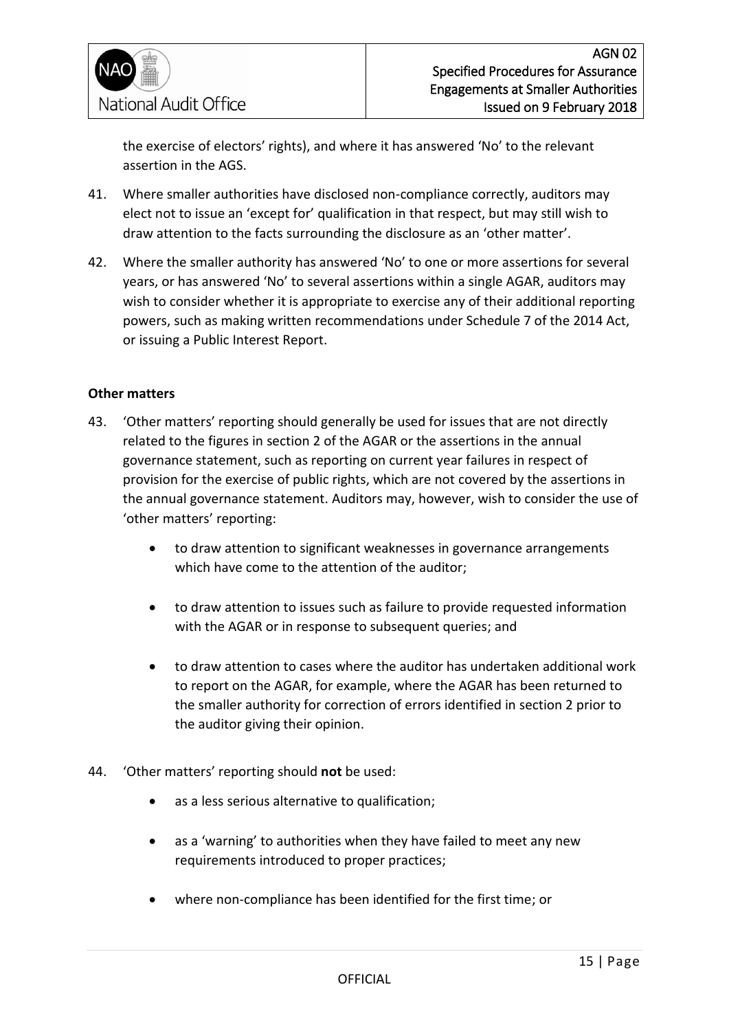the exercise of electors' rights), and where it has answered 'No' to the relevant assertion in the AGS.

41. Where smaller authorities have disclosed non-compliance correctly, auditors may elect not to issue an 'except for' qualification in that respect, but may still wish to draw attention to the facts surrounding the disclosure as an 'other matter'.

42. Where the smaller authority has answered 'No' to one or more assertions for several years, or has answered 'No' to several assertions within a single AGAR, auditors may wish to consider whether it is appropriate to exercise any of their additional reporting powers, such as making written recommendations under Schedule 7 of the 2014 Act, or issuing a Public Interest Report.

**Other matters**

43. 'Other matters' reporting should generally be used for issues that are not directly related to the figures in section 2 of the AGAR or the assertions in the annual governance statement, such as reporting on current year failures in respect of provision for the exercise of public rights, which are not covered by the assertions in the annual governance statement. Auditors may, however, wish to consider the use of 'other matters' reporting:

    - to draw attention to significant weaknesses in governance arrangements which have come to the attention of the auditor;
    - to draw attention to issues such as failure to provide requested information with the AGAR or in response to subsequent queries; and
    - to draw attention to cases where the auditor has undertaken additional work to report on the AGAR, for example, where the AGAR has been returned to the smaller authority for correction of errors identified in section 2 prior to the auditor giving their opinion.

44. 'Other matters' reporting should **not** be used:

    - as a less serious alternative to qualification;
    - as a 'warning' to authorities when they have failed to meet any new requirements introduced to proper practices;
    - where non-compliance has been identified for the first time; or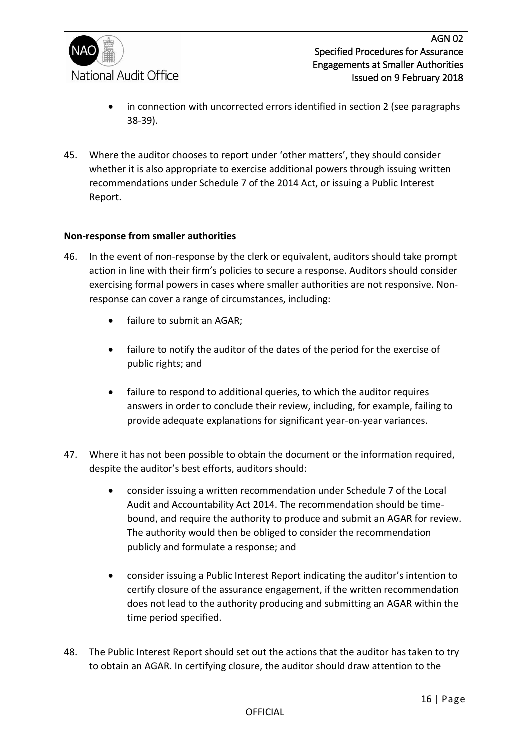- in connection with uncorrected errors identified in section 2 (see paragraphs 38-39).

45. Where the auditor chooses to report under 'other matters', they should consider whether it is also appropriate to exercise additional powers through issuing written recommendations under Schedule 7 of the 2014 Act, or issuing a Public Interest Report.

**Non-response from smaller authorities**

46. In the event of non-response by the clerk or equivalent, auditors should take prompt action in line with their firm's policies to secure a response. Auditors should consider exercising formal powers in cases where smaller authorities are not responsive. Non-response can cover a range of circumstances, including:

    - failure to submit an AGAR;

    - failure to notify the auditor of the dates of the period for the exercise of public rights; and

    - failure to respond to additional queries, to which the auditor requires answers in order to conclude their review, including, for example, failing to provide adequate explanations for significant year-on-year variances.

47. Where it has not been possible to obtain the document or the information required, despite the auditor's best efforts, auditors should:

    - consider issuing a written recommendation under Schedule 7 of the Local Audit and Accountability Act 2014. The recommendation should be time-bound, and require the authority to produce and submit an AGAR for review. The authority would then be obliged to consider the recommendation publicly and formulate a response; and

    - consider issuing a Public Interest Report indicating the auditor's intention to certify closure of the assurance engagement, if the written recommendation does not lead to the authority producing and submitting an AGAR within the time period specified.

48. The Public Interest Report should set out the actions that the auditor has taken to try to obtain an AGAR. In certifying closure, the auditor should draw attention to the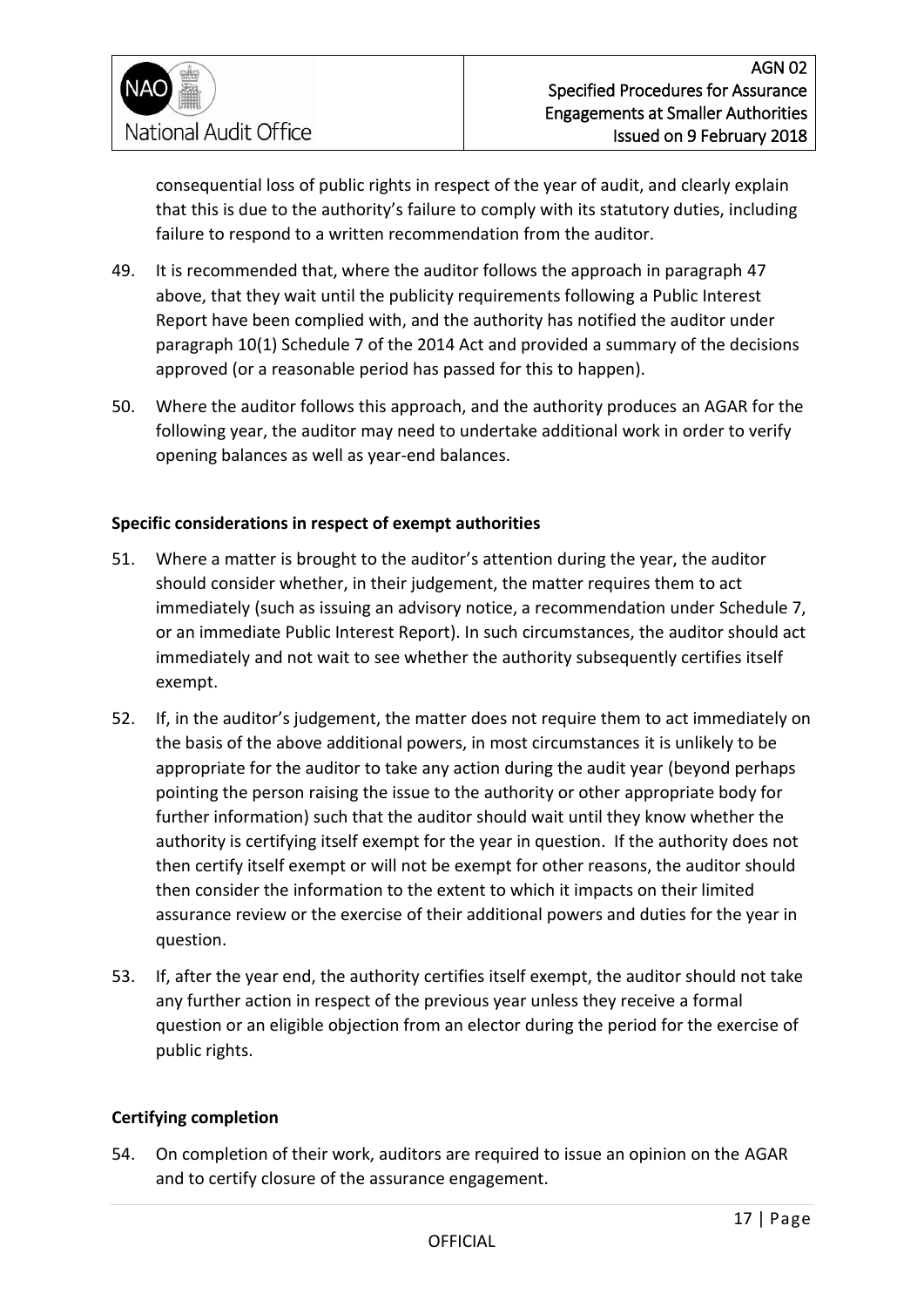consequential loss of public rights in respect of the year of audit, and clearly explain that this is due to the authority's failure to comply with its statutory duties, including failure to respond to a written recommendation from the auditor.

49. It is recommended that, where the auditor follows the approach in paragraph 47 above, that they wait until the publicity requirements following a Public Interest Report have been complied with, and the authority has notified the auditor under paragraph 10(1) Schedule 7 of the 2014 Act and provided a summary of the decisions approved (or a reasonable period has passed for this to happen).

50. Where the auditor follows this approach, and the authority produces an AGAR for the following year, the auditor may need to undertake additional work in order to verify opening balances as well as year-end balances.

**Specific considerations in respect of exempt authorities**

51. Where a matter is brought to the auditor's attention during the year, the auditor should consider whether, in their judgement, the matter requires them to act immediately (such as issuing an advisory notice, a recommendation under Schedule 7, or an immediate Public Interest Report). In such circumstances, the auditor should act immediately and not wait to see whether the authority subsequently certifies itself exempt.

52. If, in the auditor's judgement, the matter does not require them to act immediately on the basis of the above additional powers, in most circumstances it is unlikely to be appropriate for the auditor to take any action during the audit year (beyond perhaps pointing the person raising the issue to the authority or other appropriate body for further information) such that the auditor should wait until they know whether the authority is certifying itself exempt for the year in question. If the authority does not then certify itself exempt or will not be exempt for other reasons, the auditor should then consider the information to the extent to which it impacts on their limited assurance review or the exercise of their additional powers and duties for the year in question.

53. If, after the year end, the authority certifies itself exempt, the auditor should not take any further action in respect of the previous year unless they receive a formal question or an eligible objection from an elector during the period for the exercise of public rights.

**Certifying completion**

54. On completion of their work, auditors are required to issue an opinion on the AGAR and to certify closure of the assurance engagement.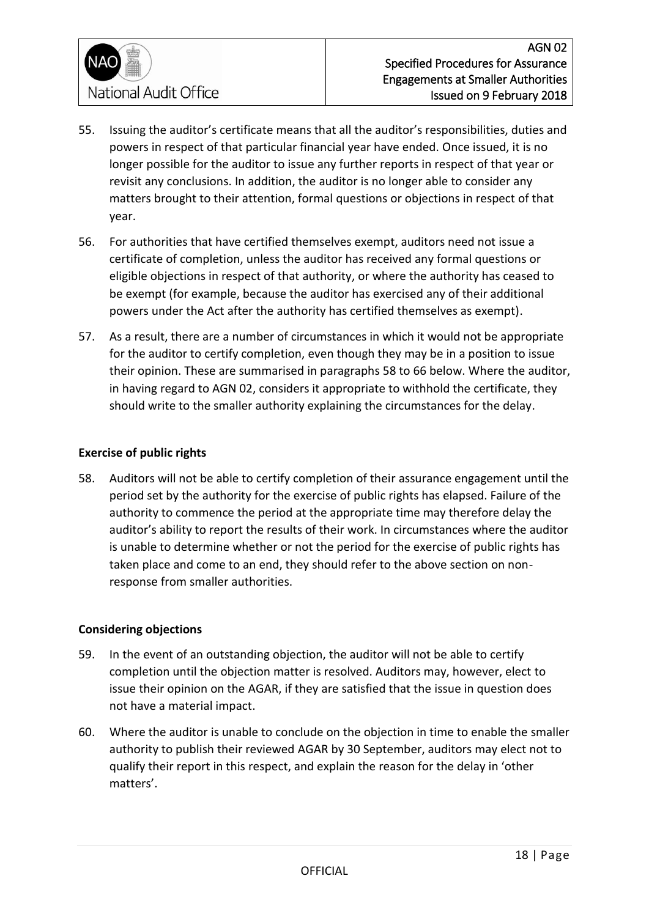55. Issuing the auditor's certificate means that all the auditor's responsibilities, duties and powers in respect of that particular financial year have ended. Once issued, it is no longer possible for the auditor to issue any further reports in respect of that year or revisit any conclusions. In addition, the auditor is no longer able to consider any matters brought to their attention, formal questions or objections in respect of that year.

56. For authorities that have certified themselves exempt, auditors need not issue a certificate of completion, unless the auditor has received any formal questions or eligible objections in respect of that authority, or where the authority has ceased to be exempt (for example, because the auditor has exercised any of their additional powers under the Act after the authority has certified themselves as exempt).

57. As a result, there are a number of circumstances in which it would not be appropriate for the auditor to certify completion, even though they may be in a position to issue their opinion. These are summarised in paragraphs 58 to 66 below. Where the auditor, in having regard to AGN 02, considers it appropriate to withhold the certificate, they should write to the smaller authority explaining the circumstances for the delay.

**Exercise of public rights**

58. Auditors will not be able to certify completion of their assurance engagement until the period set by the authority for the exercise of public rights has elapsed. Failure of the authority to commence the period at the appropriate time may therefore delay the auditor's ability to report the results of their work. In circumstances where the auditor is unable to determine whether or not the period for the exercise of public rights has taken place and come to an end, they should refer to the above section on non-response from smaller authorities.

**Considering objections**

59. In the event of an outstanding objection, the auditor will not be able to certify completion until the objection matter is resolved. Auditors may, however, elect to issue their opinion on the AGAR, if they are satisfied that the issue in question does not have a material impact.

60. Where the auditor is unable to conclude on the objection in time to enable the smaller authority to publish their reviewed AGAR by 30 September, auditors may elect not to qualify their report in this respect, and explain the reason for the delay in 'other matters'.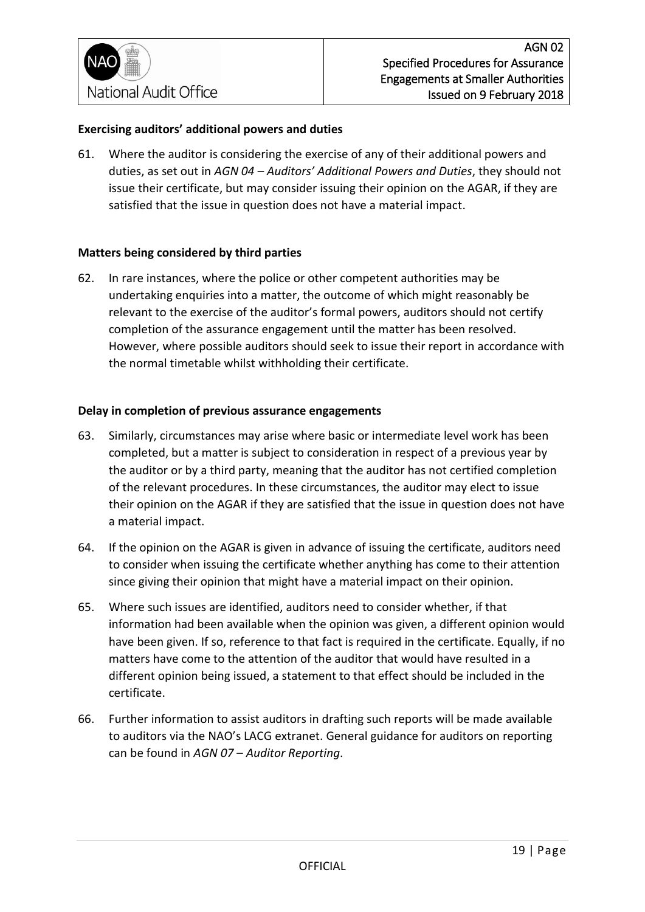**Exercising auditors' additional powers and duties**

61. Where the auditor is considering the exercise of any of their additional powers and duties, as set out in *AGN 04 – Auditors' Additional Powers and Duties*, they should not issue their certificate, but may consider issuing their opinion on the AGAR, if they are satisfied that the issue in question does not have a material impact.

**Matters being considered by third parties**

62. In rare instances, where the police or other competent authorities may be undertaking enquiries into a matter, the outcome of which might reasonably be relevant to the exercise of the auditor's formal powers, auditors should not certify completion of the assurance engagement until the matter has been resolved. However, where possible auditors should seek to issue their report in accordance with the normal timetable whilst withholding their certificate.

**Delay in completion of previous assurance engagements**

63. Similarly, circumstances may arise where basic or intermediate level work has been completed, but a matter is subject to consideration in respect of a previous year by the auditor or by a third party, meaning that the auditor has not certified completion of the relevant procedures. In these circumstances, the auditor may elect to issue their opinion on the AGAR if they are satisfied that the issue in question does not have a material impact.

64. If the opinion on the AGAR is given in advance of issuing the certificate, auditors need to consider when issuing the certificate whether anything has come to their attention since giving their opinion that might have a material impact on their opinion.

65. Where such issues are identified, auditors need to consider whether, if that information had been available when the opinion was given, a different opinion would have been given. If so, reference to that fact is required in the certificate. Equally, if no matters have come to the attention of the auditor that would have resulted in a different opinion being issued, a statement to that effect should be included in the certificate.

66. Further information to assist auditors in drafting such reports will be made available to auditors via the NAO's LACG extranet. General guidance for auditors on reporting can be found in *AGN 07 – Auditor Reporting*.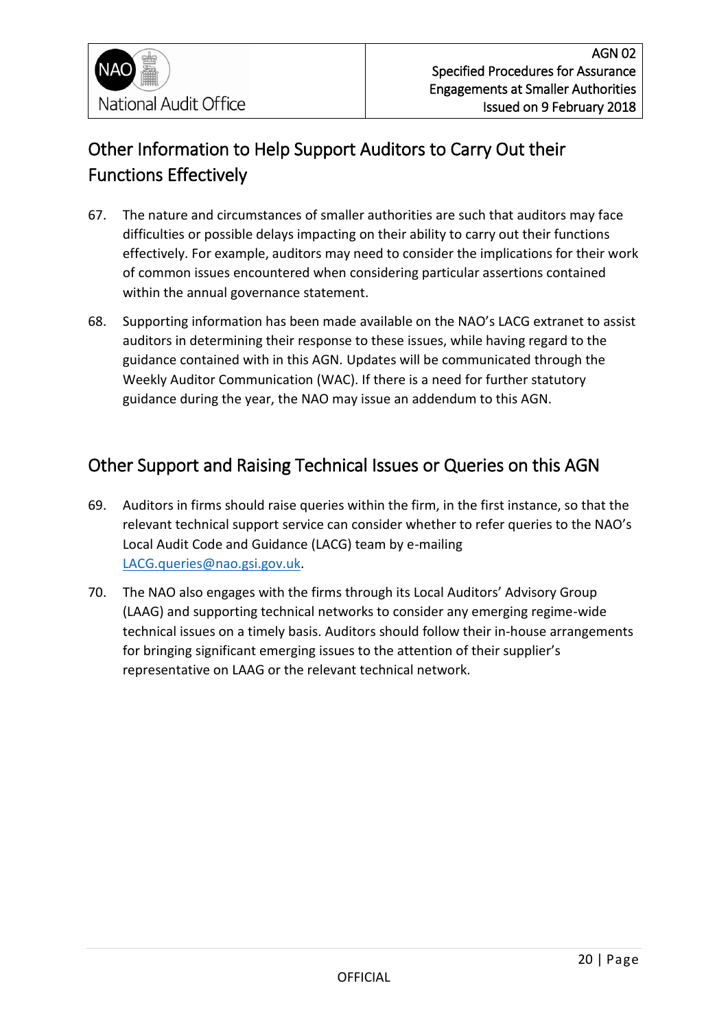## Other Information to Help Support Auditors to Carry Out their Functions Effectively

67. The nature and circumstances of smaller authorities are such that auditors may face difficulties or possible delays impacting on their ability to carry out their functions effectively. For example, auditors may need to consider the implications for their work of common issues encountered when considering particular assertions contained within the annual governance statement.

68. Supporting information has been made available on the NAO's LACG extranet to assist auditors in determining their response to these issues, while having regard to the guidance contained with in this AGN. Updates will be communicated through the Weekly Auditor Communication (WAC). If there is a need for further statutory guidance during the year, the NAO may issue an addendum to this AGN.

## Other Support and Raising Technical Issues or Queries on this AGN

69. Auditors in firms should raise queries within the firm, in the first instance, so that the relevant technical support service can consider whether to refer queries to the NAO's Local Audit Code and Guidance (LACG) team by e-mailing LACG.queries@nao.gsi.gov.uk.

70. The NAO also engages with the firms through its Local Auditors' Advisory Group (LAAG) and supporting technical networks to consider any emerging regime-wide technical issues on a timely basis. Auditors should follow their in-house arrangements for bringing significant emerging issues to the attention of their supplier's representative on LAAG or the relevant technical network.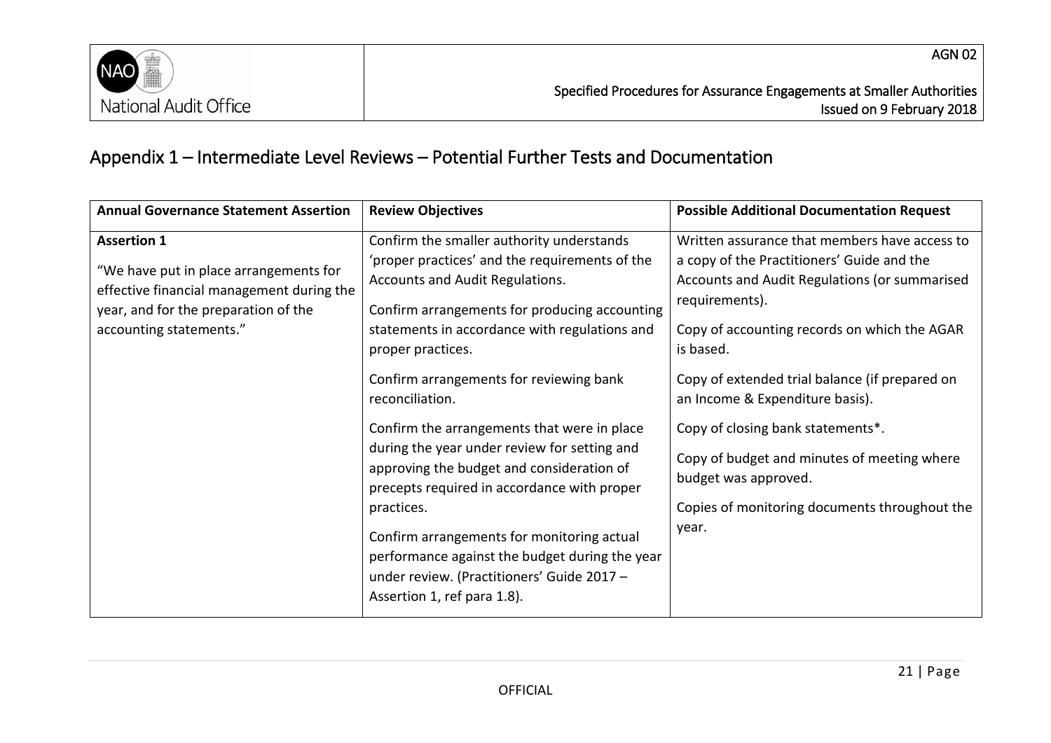# Appendix 1 – Intermediate Level Reviews – Potential Further Tests and Documentation

| Annual Governance Statement Assertion | Review Objectives | Possible Additional Documentation Request |
| --- | --- | --- |
| **Assertion 1**<br><br>"We have put in place arrangements for effective financial management during the year, and for the preparation of the accounting statements." | Confirm the smaller authority understands 'proper practices' and the requirements of the Accounts and Audit Regulations.<br><br>Confirm arrangements for producing accounting statements in accordance with regulations and proper practices.<br><br>Confirm arrangements for reviewing bank reconciliation.<br><br>Confirm the arrangements that were in place during the year under review for setting and approving the budget and consideration of precepts required in accordance with proper practices.<br><br>Confirm arrangements for monitoring actual performance against the budget during the year under review. (Practitioners' Guide 2017 – Assertion 1, ref para 1.8). | Written assurance that members have access to a copy of the Practitioners' Guide and the Accounts and Audit Regulations (or summarised requirements).<br><br>Copy of accounting records on which the AGAR is based.<br><br>Copy of extended trial balance (if prepared on an Income & Expenditure basis).<br><br>Copy of closing bank statements*.<br><br>Copy of budget and minutes of meeting where budget was approved.<br><br>Copies of monitoring documents throughout the year. |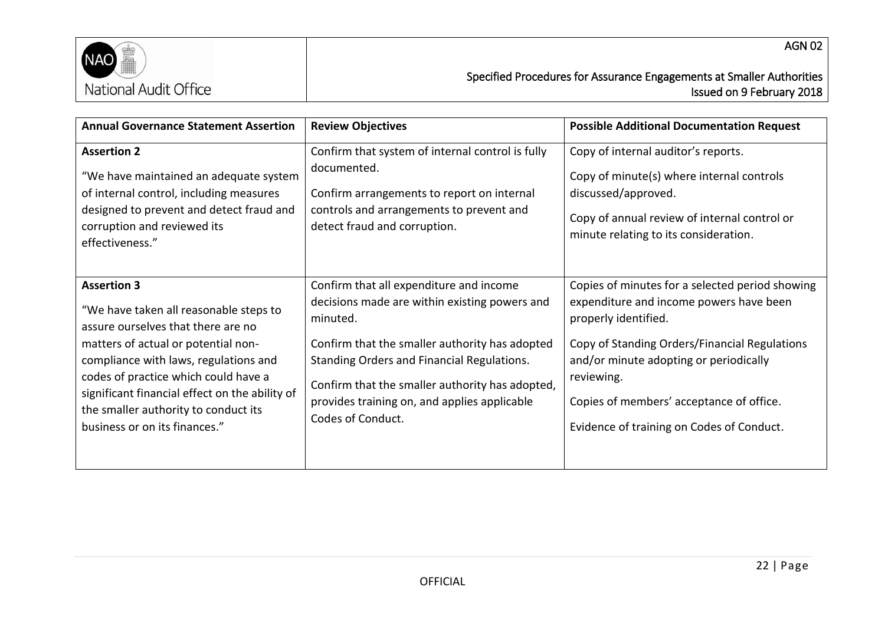| Annual Governance Statement Assertion | Review Objectives | Possible Additional Documentation Request |
|---|---|---|
| **Assertion 2**<br><br>"We have maintained an adequate system of internal control, including measures designed to prevent and detect fraud and corruption and reviewed its effectiveness." | Confirm that system of internal control is fully documented.<br><br>Confirm arrangements to report on internal controls and arrangements to prevent and detect fraud and corruption. | Copy of internal auditor's reports.<br><br>Copy of minute(s) where internal controls discussed/approved.<br><br>Copy of annual review of internal control or minute relating to its consideration. |
| **Assertion 3**<br><br>"We have taken all reasonable steps to assure ourselves that there are no matters of actual or potential non-compliance with laws, regulations and codes of practice which could have a significant financial effect on the ability of the smaller authority to conduct its business or on its finances." | Confirm that all expenditure and income decisions made are within existing powers and minuted.<br><br>Confirm that the smaller authority has adopted Standing Orders and Financial Regulations.<br><br>Confirm that the smaller authority has adopted, provides training on, and applies applicable Codes of Conduct. | Copies of minutes for a selected period showing expenditure and income powers have been properly identified.<br><br>Copy of Standing Orders/Financial Regulations and/or minute adopting or periodically reviewing.<br><br>Copies of members' acceptance of office.<br><br>Evidence of training on Codes of Conduct. |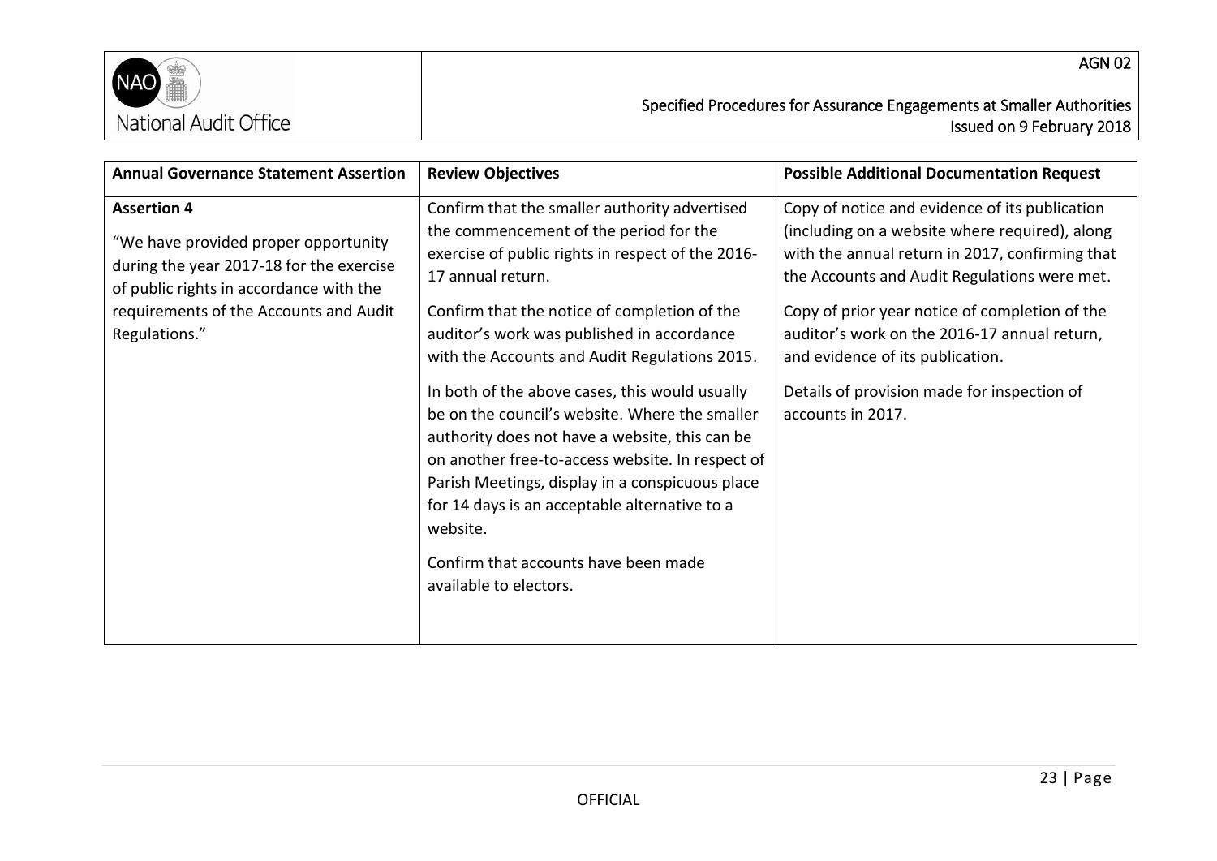| Annual Governance Statement Assertion | Review Objectives | Possible Additional Documentation Request |
|---|---|---|
| **Assertion 4**<br><br>"We have provided proper opportunity during the year 2017-18 for the exercise of public rights in accordance with the requirements of the Accounts and Audit Regulations." | Confirm that the smaller authority advertised the commencement of the period for the exercise of public rights in respect of the 2016-17 annual return.<br><br>Confirm that the notice of completion of the auditor's work was published in accordance with the Accounts and Audit Regulations 2015.<br><br>In both of the above cases, this would usually be on the council's website. Where the smaller authority does not have a website, this can be on another free-to-access website. In respect of Parish Meetings, display in a conspicuous place for 14 days is an acceptable alternative to a website.<br><br>Confirm that accounts have been made available to electors. | Copy of notice and evidence of its publication (including on a website where required), along with the annual return in 2017, confirming that the Accounts and Audit Regulations were met.<br><br>Copy of prior year notice of completion of the auditor's work on the 2016-17 annual return, and evidence of its publication.<br><br>Details of provision made for inspection of accounts in 2017. |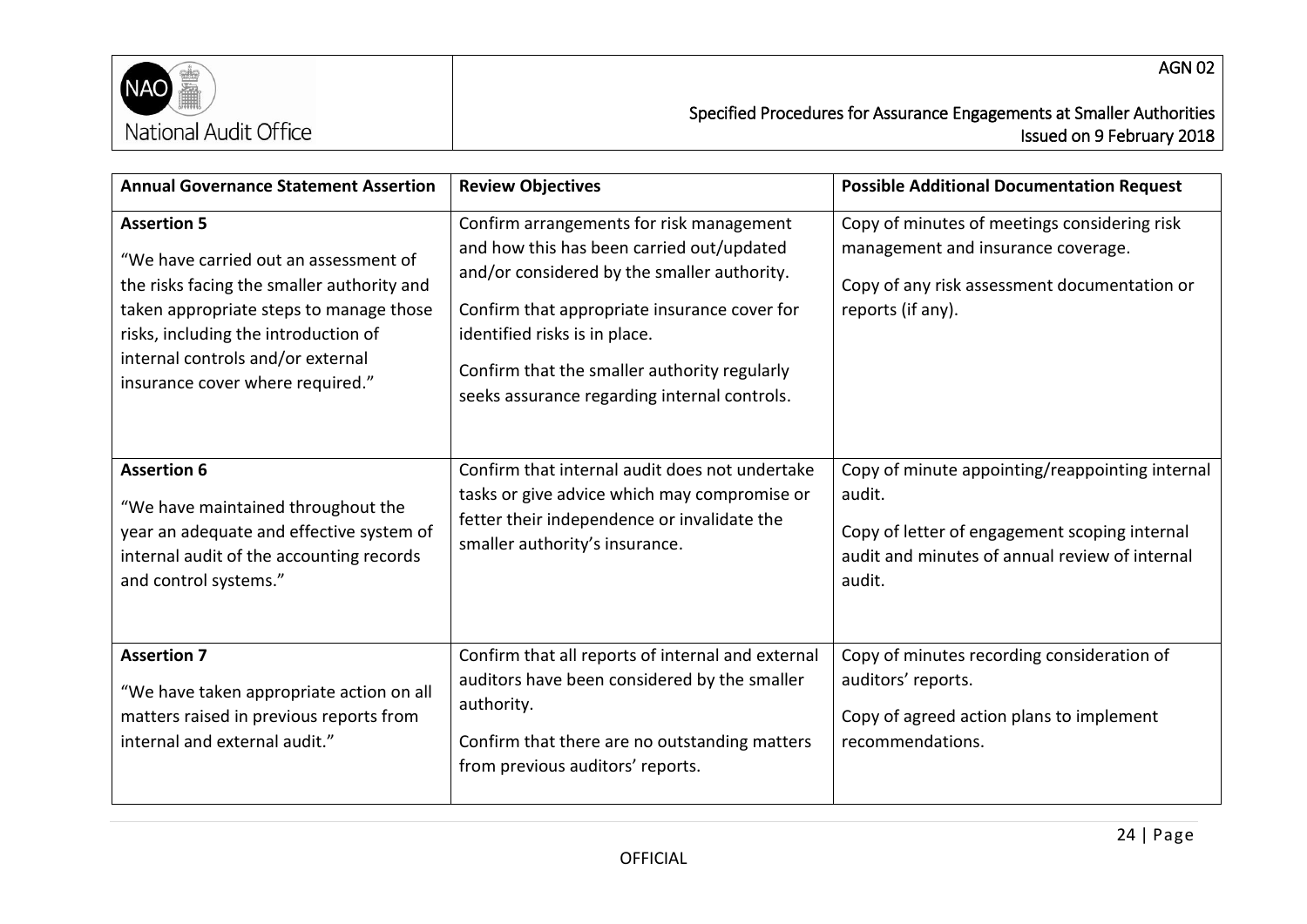| Annual Governance Statement Assertion | Review Objectives | Possible Additional Documentation Request |
|---|---|---|
| **Assertion 5**<br><br>"We have carried out an assessment of the risks facing the smaller authority and taken appropriate steps to manage those risks, including the introduction of internal controls and/or external insurance cover where required." | Confirm arrangements for risk management and how this has been carried out/updated and/or considered by the smaller authority.<br><br>Confirm that appropriate insurance cover for identified risks is in place.<br><br>Confirm that the smaller authority regularly seeks assurance regarding internal controls. | Copy of minutes of meetings considering risk management and insurance coverage.<br><br>Copy of any risk assessment documentation or reports (if any). |
| **Assertion 6**<br><br>"We have maintained throughout the year an adequate and effective system of internal audit of the accounting records and control systems." | Confirm that internal audit does not undertake tasks or give advice which may compromise or fetter their independence or invalidate the smaller authority's insurance. | Copy of minute appointing/reappointing internal audit.<br><br>Copy of letter of engagement scoping internal audit and minutes of annual review of internal audit. |
| **Assertion 7**<br><br>"We have taken appropriate action on all matters raised in previous reports from internal and external audit." | Confirm that all reports of internal and external auditors have been considered by the smaller authority.<br><br>Confirm that there are no outstanding matters from previous auditors' reports. | Copy of minutes recording consideration of auditors' reports.<br><br>Copy of agreed action plans to implement recommendations. |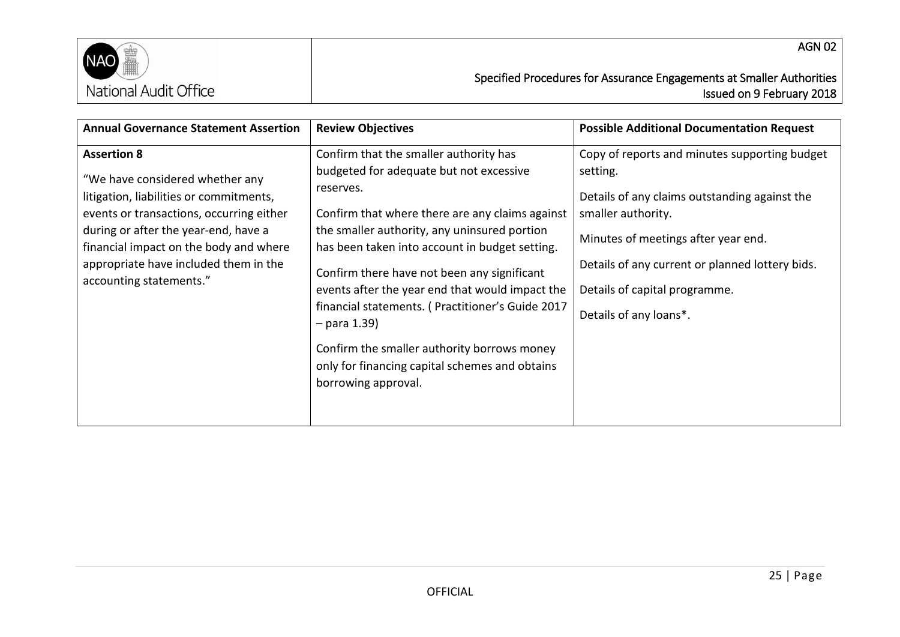| Annual Governance Statement Assertion | Review Objectives | Possible Additional Documentation Request |
|---|---|---|
| **Assertion 8**<br><br>"We have considered whether any litigation, liabilities or commitments, events or transactions, occurring either during or after the year-end, have a financial impact on the body and where appropriate have included them in the accounting statements." | Confirm that the smaller authority has budgeted for adequate but not excessive reserves.<br><br>Confirm that where there are any claims against the smaller authority, any uninsured portion has been taken into account in budget setting.<br><br>Confirm there have not been any significant events after the year end that would impact the financial statements. ( Practitioner's Guide 2017 – para 1.39)<br><br>Confirm the smaller authority borrows money only for financing capital schemes and obtains borrowing approval. | Copy of reports and minutes supporting budget setting.<br><br>Details of any claims outstanding against the smaller authority.<br><br>Minutes of meetings after year end.<br><br>Details of any current or planned lottery bids.<br><br>Details of capital programme.<br><br>Details of any loans*. |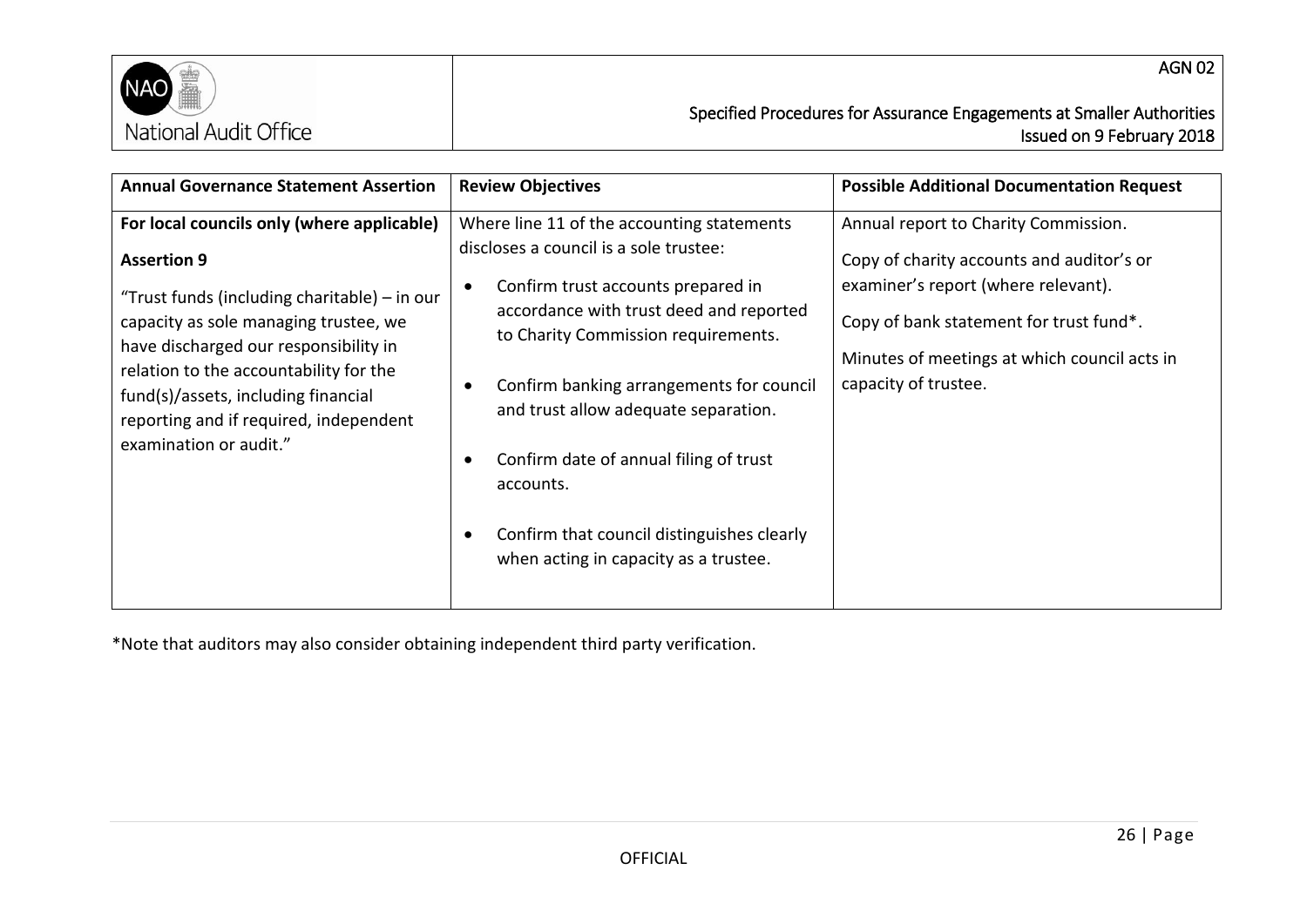| Annual Governance Statement Assertion | Review Objectives | Possible Additional Documentation Request |
|---|---|---|
| **For local councils only (where applicable)**<br><br>**Assertion 9**<br><br>"Trust funds (including charitable) – in our capacity as sole managing trustee, we have discharged our responsibility in relation to the accountability for the fund(s)/assets, including financial reporting and if required, independent examination or audit." | Where line 11 of the accounting statements discloses a council is a sole trustee:<br><br>• Confirm trust accounts prepared in accordance with trust deed and reported to Charity Commission requirements.<br><br>• Confirm banking arrangements for council and trust allow adequate separation.<br><br>• Confirm date of annual filing of trust accounts.<br><br>• Confirm that council distinguishes clearly when acting in capacity as a trustee. | Annual report to Charity Commission.<br><br>Copy of charity accounts and auditor's or examiner's report (where relevant).<br><br>Copy of bank statement for trust fund*.<br><br>Minutes of meetings at which council acts in capacity of trustee. |

*Note that auditors may also consider obtaining independent third party verification.